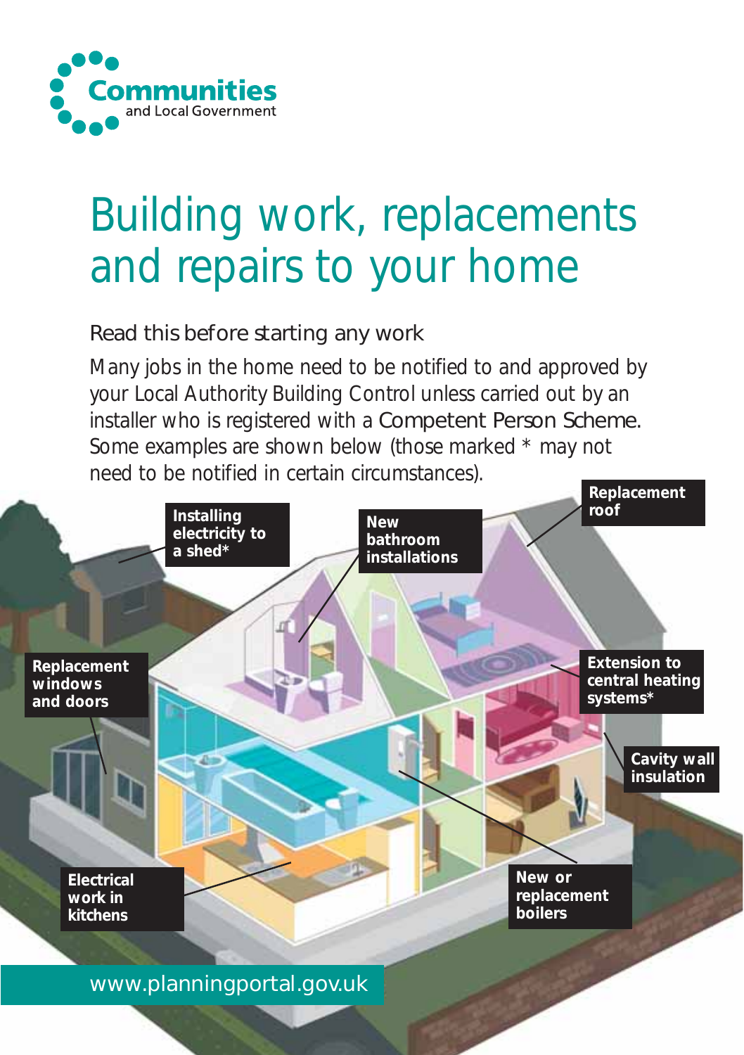Communities and Local Government

# Building work, replacements and repairs to your home

## Read this before starting any work

Many jobs in the home need to be notified to and approved by your Local Authority Building Control unless carried out by an installer who is registered with a Competent Person Scheme. Some examples are shown below (those marked * may not need to be notified in certain circumstances).

- Installing electricity to a shed*
- New bathroom installations
- Replacement roof
- Replacement windows and doors
- Extension to central heating systems*
- Cavity wall insulation
- Electrical work in kitchens
- New or replacement boilers

www.planningportal.gov.uk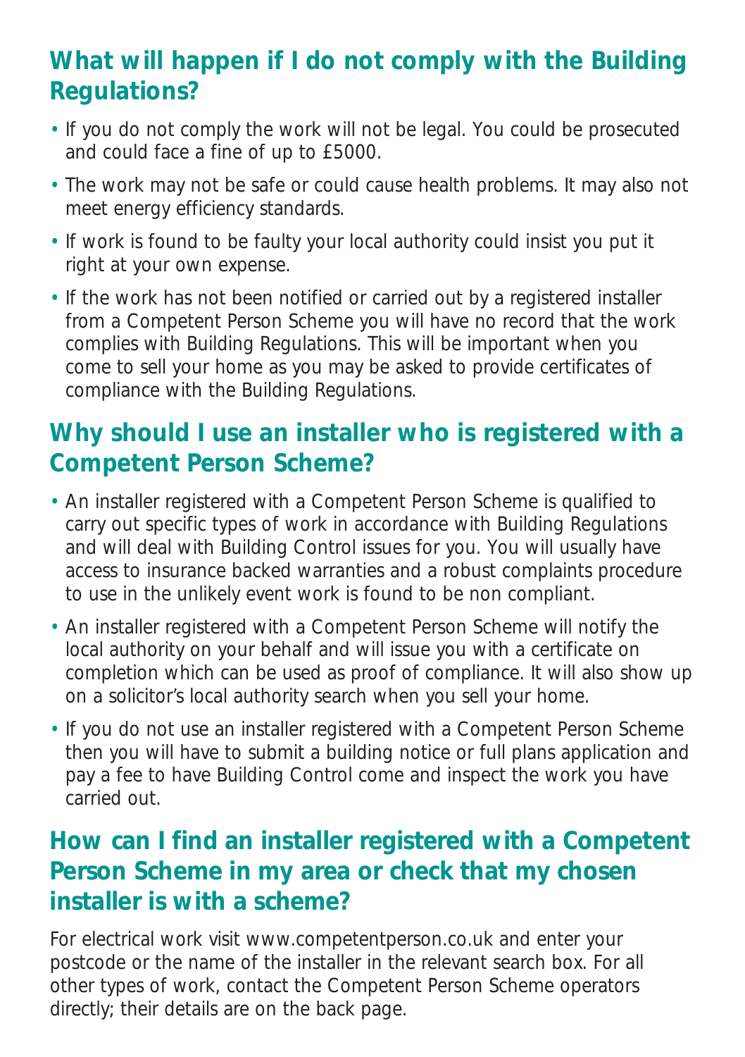## What will happen if I do not comply with the Building Regulations?

- If you do not comply the work will not be legal. You could be prosecuted and could face a fine of up to £5000.
- The work may not be safe or could cause health problems. It may also not meet energy efficiency standards.
- If work is found to be faulty your local authority could insist you put it right at your own expense.
- If the work has not been notified or carried out by a registered installer from a Competent Person Scheme you will have no record that the work complies with Building Regulations. This will be important when you come to sell your home as you may be asked to provide certificates of compliance with the Building Regulations.

## Why should I use an installer who is registered with a Competent Person Scheme?

- An installer registered with a Competent Person Scheme is qualified to carry out specific types of work in accordance with Building Regulations and will deal with Building Control issues for you. You will usually have access to insurance backed warranties and a robust complaints procedure to use in the unlikely event work is found to be non compliant.
- An installer registered with a Competent Person Scheme will notify the local authority on your behalf and will issue you with a certificate on completion which can be used as proof of compliance. It will also show up on a solicitor's local authority search when you sell your home.
- If you do not use an installer registered with a Competent Person Scheme then you will have to submit a building notice or full plans application and pay a fee to have Building Control come and inspect the work you have carried out.

## How can I find an installer registered with a Competent Person Scheme in my area or check that my chosen installer is with a scheme?

For electrical work visit www.competentperson.co.uk and enter your postcode or the name of the installer in the relevant search box. For all other types of work, contact the Competent Person Scheme operators directly; their details are on the back page.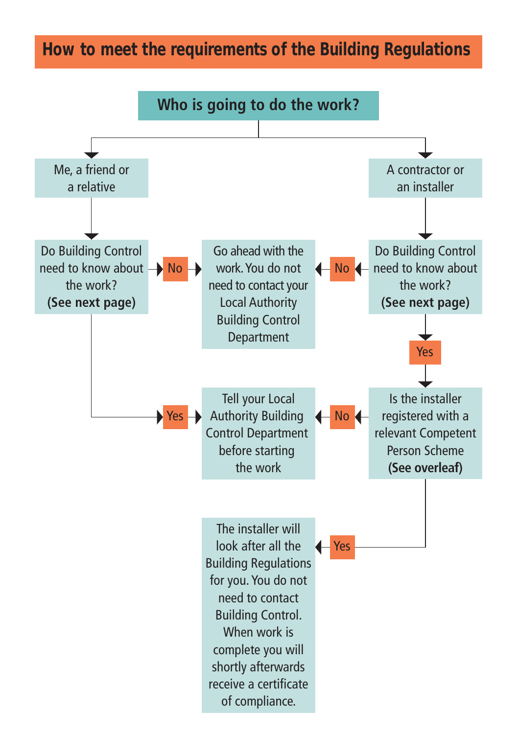# How to meet the requirements of the Building Regulations

## Who is going to do the work?

**Me, a friend or a relative**

- Do Building Control need to know about the work? **(See next page)**
  - **No** → Go ahead with the work. You do not need to contact your Local Authority Building Control Department
  - **Yes** → Tell your Local Authority Building Control Department before starting the work

**A contractor or an installer**

- Do Building Control need to know about the work? **(See next page)**
  - **No** → Go ahead with the work. You do not need to contact your Local Authority Building Control Department
  - **Yes** → Is the installer registered with a relevant Competent Person Scheme **(See overleaf)**
    - **No** → Tell your Local Authority Building Control Department before starting the work
    - **Yes** → The installer will look after all the Building Regulations for you. You do not need to contact Building Control. When work is complete you will shortly afterwards receive a certificate of compliance.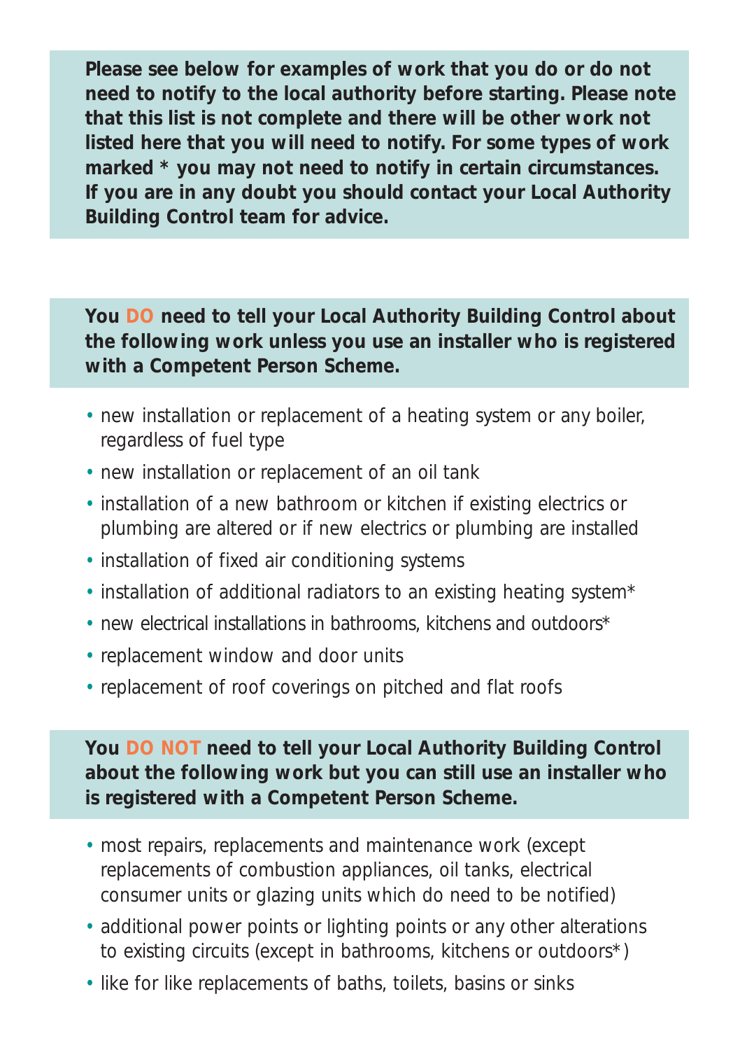**Please see below for examples of work that you do or do not need to notify to the local authority before starting. Please note that this list is not complete and there will be other work not listed here that you will need to notify. For some types of work marked * you may not need to notify in certain circumstances. If you are in any doubt you should contact your Local Authority Building Control team for advice.**

**You DO need to tell your Local Authority Building Control about the following work unless you use an installer who is registered with a Competent Person Scheme.**

- new installation or replacement of a heating system or any boiler, regardless of fuel type
- new installation or replacement of an oil tank
- installation of a new bathroom or kitchen if existing electrics or plumbing are altered or if new electrics or plumbing are installed
- installation of fixed air conditioning systems
- installation of additional radiators to an existing heating system*
- new electrical installations in bathrooms, kitchens and outdoors*
- replacement window and door units
- replacement of roof coverings on pitched and flat roofs

**You DO NOT need to tell your Local Authority Building Control about the following work but you can still use an installer who is registered with a Competent Person Scheme.**

- most repairs, replacements and maintenance work (except replacements of combustion appliances, oil tanks, electrical consumer units or glazing units which do need to be notified)
- additional power points or lighting points or any other alterations to existing circuits (except in bathrooms, kitchens or outdoors*)
- like for like replacements of baths, toilets, basins or sinks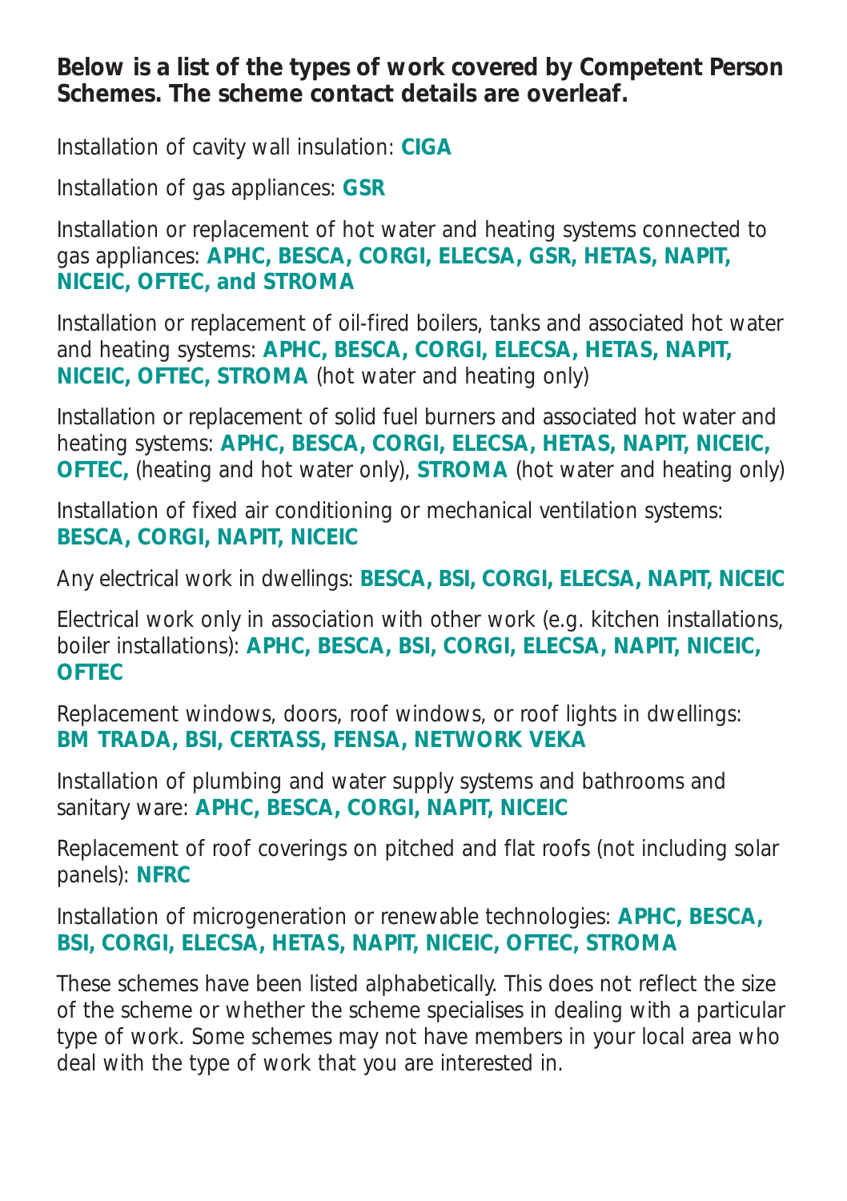**Below is a list of the types of work covered by Competent Person Schemes. The scheme contact details are overleaf.**

Installation of cavity wall insulation: **CIGA**

Installation of gas appliances: **GSR**

Installation or replacement of hot water and heating systems connected to gas appliances: **APHC, BESCA, CORGI, ELECSA, GSR, HETAS, NAPIT, NICEIC, OFTEC, and STROMA**

Installation or replacement of oil-fired boilers, tanks and associated hot water and heating systems: **APHC, BESCA, CORGI, ELECSA, HETAS, NAPIT, NICEIC, OFTEC, STROMA** (hot water and heating only)

Installation or replacement of solid fuel burners and associated hot water and heating systems: **APHC, BESCA, CORGI, ELECSA, HETAS, NAPIT, NICEIC, OFTEC,** (heating and hot water only), **STROMA** (hot water and heating only)

Installation of fixed air conditioning or mechanical ventilation systems: **BESCA, CORGI, NAPIT, NICEIC**

Any electrical work in dwellings: **BESCA, BSI, CORGI, ELECSA, NAPIT, NICEIC**

Electrical work only in association with other work (e.g. kitchen installations, boiler installations): **APHC, BESCA, BSI, CORGI, ELECSA, NAPIT, NICEIC, OFTEC**

Replacement windows, doors, roof windows, or roof lights in dwellings: **BM TRADA, BSI, CERTASS, FENSA, NETWORK VEKA**

Installation of plumbing and water supply systems and bathrooms and sanitary ware: **APHC, BESCA, CORGI, NAPIT, NICEIC**

Replacement of roof coverings on pitched and flat roofs (not including solar panels): **NFRC**

Installation of microgeneration or renewable technologies: **APHC, BESCA, BSI, CORGI, ELECSA, HETAS, NAPIT, NICEIC, OFTEC, STROMA**

These schemes have been listed alphabetically. This does not reflect the size of the scheme or whether the scheme specialises in dealing with a particular type of work. Some schemes may not have members in your local area who deal with the type of work that you are interested in.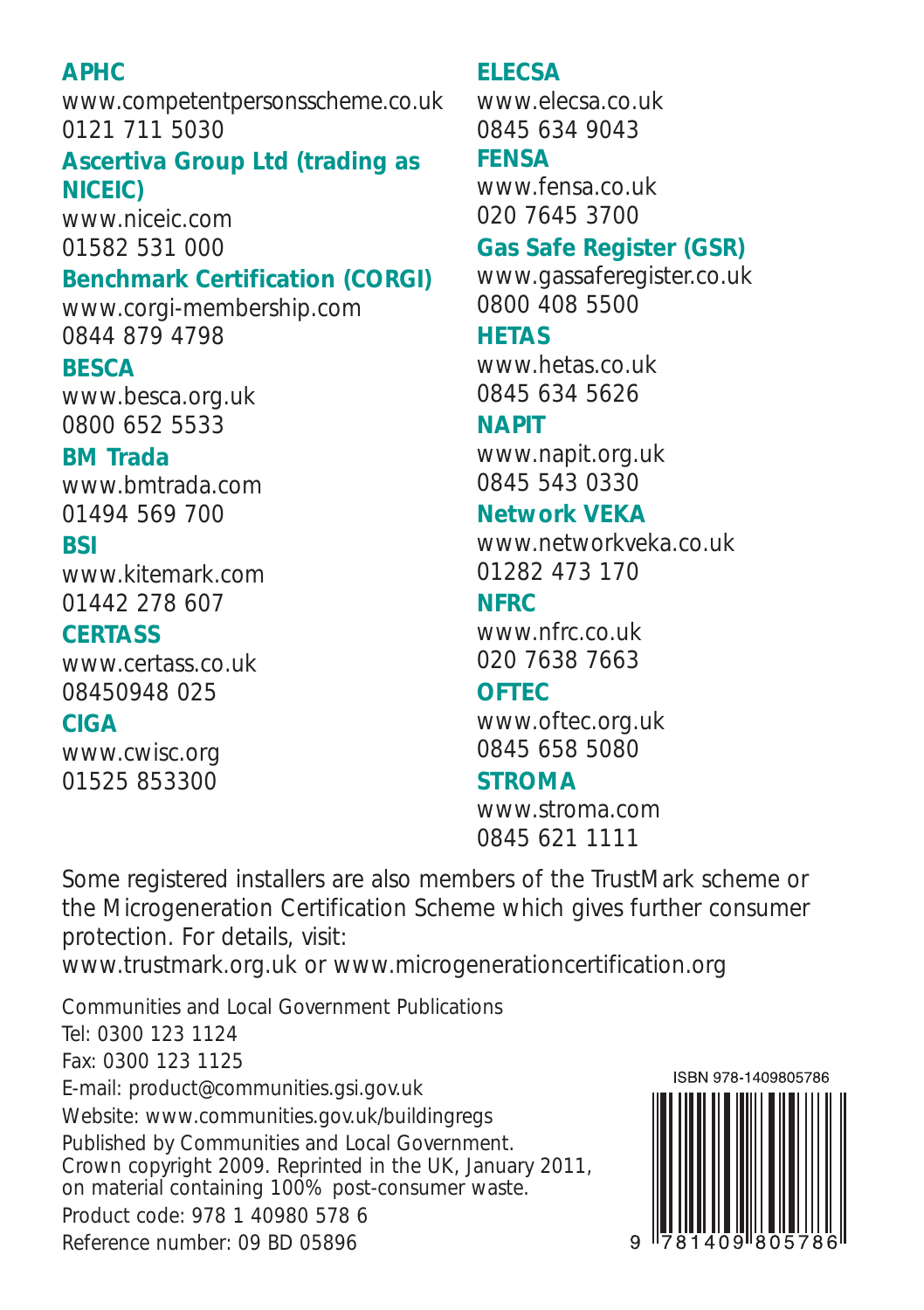**APHC**
www.competentpersonsscheme.co.uk
0121 711 5030

**Ascertiva Group Ltd (trading as NICEIC)**
www.niceic.com
01582 531 000

**Benchmark Certification (CORGI)**
www.corgi-membership.com
0844 879 4798

**BESCA**
www.besca.org.uk
0800 652 5533

**BM Trada**
www.bmtrada.com
01494 569 700

**BSI**
www.kitemark.com
01442 278 607

**CERTASS**
www.certass.co.uk
08450948 025

**CIGA**
www.cwisc.org
01525 853300

**ELECSA**
www.elecsa.co.uk
0845 634 9043

**FENSA**
www.fensa.co.uk
020 7645 3700

**Gas Safe Register (GSR)**
www.gassaferegister.co.uk
0800 408 5500

**HETAS**
www.hetas.co.uk
0845 634 5626

**NAPIT**
www.napit.org.uk
0845 543 0330

**Network VEKA**
www.networkveka.co.uk
01282 473 170

**NFRC**
www.nfrc.co.uk
020 7638 7663

**OFTEC**
www.oftec.org.uk
0845 658 5080

**STROMA**
www.stroma.com
0845 621 1111

Some registered installers are also members of the TrustMark scheme or the Microgeneration Certification Scheme which gives further consumer protection. For details, visit:
www.trustmark.org.uk or www.microgenerationcertification.org

Communities and Local Government Publications
Tel: 0300 123 1124
Fax: 0300 123 1125
E-mail: product@communities.gsi.gov.uk
Website: www.communities.gov.uk/buildingregs
Published by Communities and Local Government.
Crown copyright 2009. Reprinted in the UK, January 2011, on material containing 100% post-consumer waste.
Product code: 978 1 40980 578 6
Reference number: 09 BD 05896

ISBN 978-1409805786
9 781409 805786